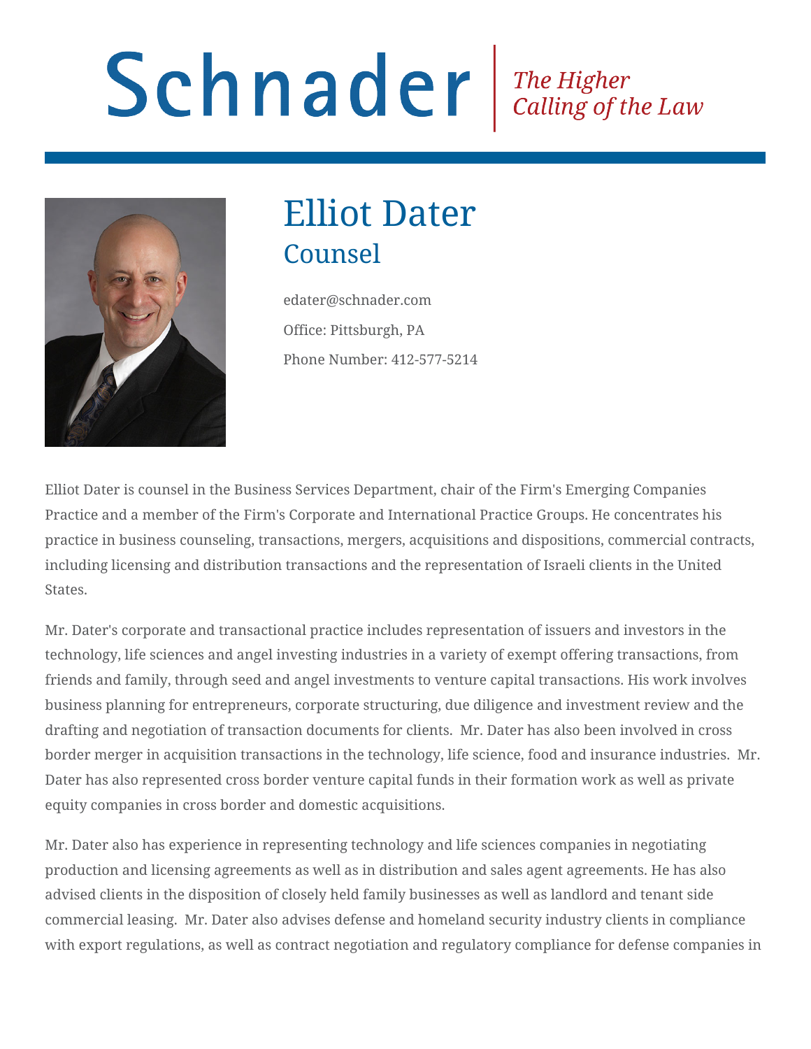Schnader | *The Higher Calling of the Law*

# Elliot Dater

## Counsel

edater@schnader.com

Office: Pittsburgh, PA

Phone Number: 412-577-5214

Elliot Dater is counsel in the Business Services Department, chair of the Firm's Emerging Companies Practice and a member of the Firm's Corporate and International Practice Groups. He concentrates his practice in business counseling, transactions, mergers, acquisitions and dispositions, commercial contracts, including licensing and distribution transactions and the representation of Israeli clients in the United States.

Mr. Dater's corporate and transactional practice includes representation of issuers and investors in the technology, life sciences and angel investing industries in a variety of exempt offering transactions, from friends and family, through seed and angel investments to venture capital transactions. His work involves business planning for entrepreneurs, corporate structuring, due diligence and investment review and the drafting and negotiation of transaction documents for clients.  Mr. Dater has also been involved in cross border merger in acquisition transactions in the technology, life science, food and insurance industries.  Mr. Dater has also represented cross border venture capital funds in their formation work as well as private equity companies in cross border and domestic acquisitions.

Mr. Dater also has experience in representing technology and life sciences companies in negotiating production and licensing agreements as well as in distribution and sales agent agreements. He has also advised clients in the disposition of closely held family businesses as well as landlord and tenant side commercial leasing.  Mr. Dater also advises defense and homeland security industry clients in compliance with export regulations, as well as contract negotiation and regulatory compliance for defense companies in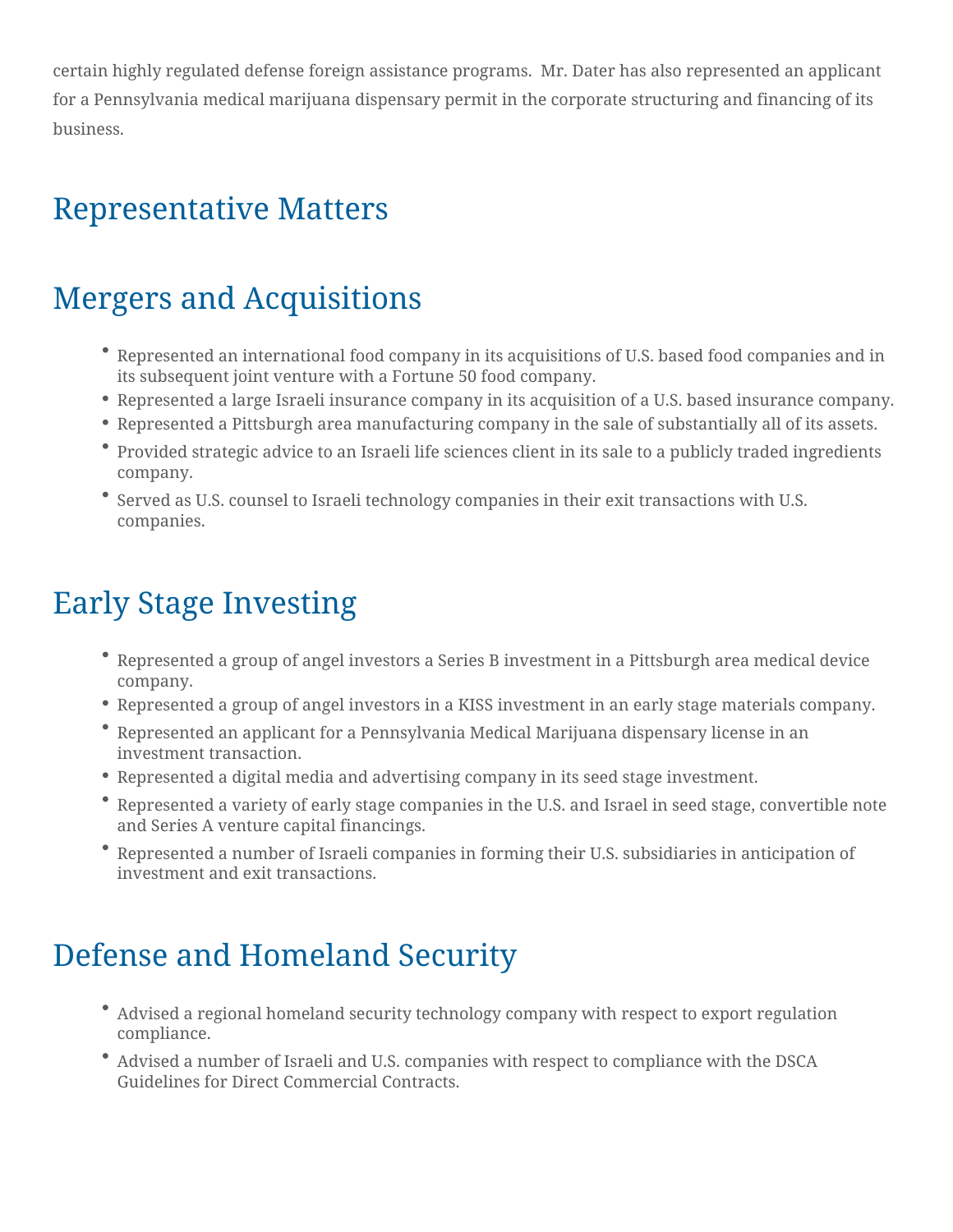certain highly regulated defense foreign assistance programs. Mr. Dater has also represented an applicant for a Pennsylvania medical marijuana dispensary permit in the corporate structuring and financing of its business.

# Representative Matters

## Mergers and Acquisitions

- Represented an international food company in its acquisitions of U.S. based food companies and in its subsequent joint venture with a Fortune 50 food company.
- Represented a large Israeli insurance company in its acquisition of a U.S. based insurance company.
- Represented a Pittsburgh area manufacturing company in the sale of substantially all of its assets.
- Provided strategic advice to an Israeli life sciences client in its sale to a publicly traded ingredients company.
- Served as U.S. counsel to Israeli technology companies in their exit transactions with U.S. companies.

## Early Stage Investing

- Represented a group of angel investors a Series B investment in a Pittsburgh area medical device company.
- Represented a group of angel investors in a KISS investment in an early stage materials company.
- Represented an applicant for a Pennsylvania Medical Marijuana dispensary license in an investment transaction.
- Represented a digital media and advertising company in its seed stage investment.
- Represented a variety of early stage companies in the U.S. and Israel in seed stage, convertible note and Series A venture capital financings.
- Represented a number of Israeli companies in forming their U.S. subsidiaries in anticipation of investment and exit transactions.

## Defense and Homeland Security

- Advised a regional homeland security technology company with respect to export regulation compliance.
- Advised a number of Israeli and U.S. companies with respect to compliance with the DSCA Guidelines for Direct Commercial Contracts.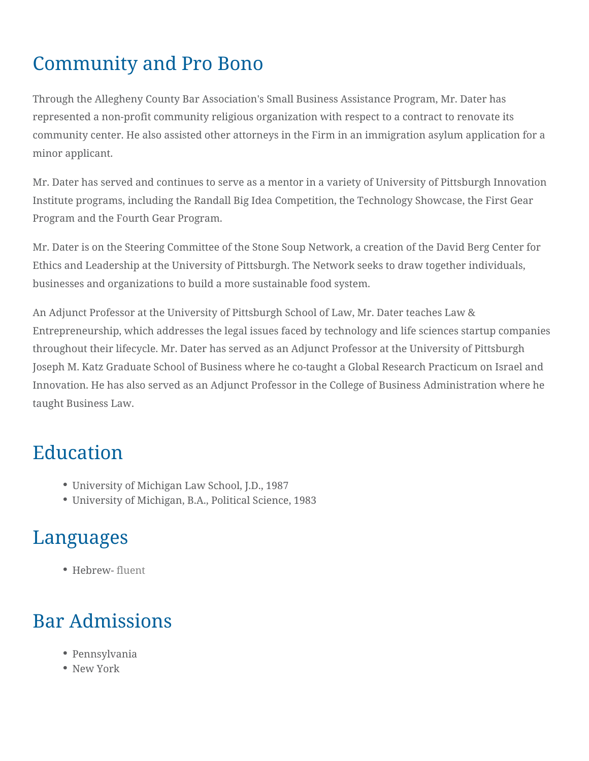## Community and Pro Bono

Through the Allegheny County Bar Association's Small Business Assistance Program, Mr. Dater has represented a non-profit community religious organization with respect to a contract to renovate its community center. He also assisted other attorneys in the Firm in an immigration asylum application for a minor applicant.

Mr. Dater has served and continues to serve as a mentor in a variety of University of Pittsburgh Innovation Institute programs, including the Randall Big Idea Competition, the Technology Showcase, the First Gear Program and the Fourth Gear Program.

Mr. Dater is on the Steering Committee of the Stone Soup Network, a creation of the David Berg Center for Ethics and Leadership at the University of Pittsburgh. The Network seeks to draw together individuals, businesses and organizations to build a more sustainable food system.

An Adjunct Professor at the University of Pittsburgh School of Law, Mr. Dater teaches Law & Entrepreneurship, which addresses the legal issues faced by technology and life sciences startup companies throughout their lifecycle. Mr. Dater has served as an Adjunct Professor at the University of Pittsburgh Joseph M. Katz Graduate School of Business where he co-taught a Global Research Practicum on Israel and Innovation. He has also served as an Adjunct Professor in the College of Business Administration where he taught Business Law.

## Education

- University of Michigan Law School, J.D., 1987
- University of Michigan, B.A., Political Science, 1983

## Languages

- Hebrew- fluent

## Bar Admissions

- Pennsylvania
- New York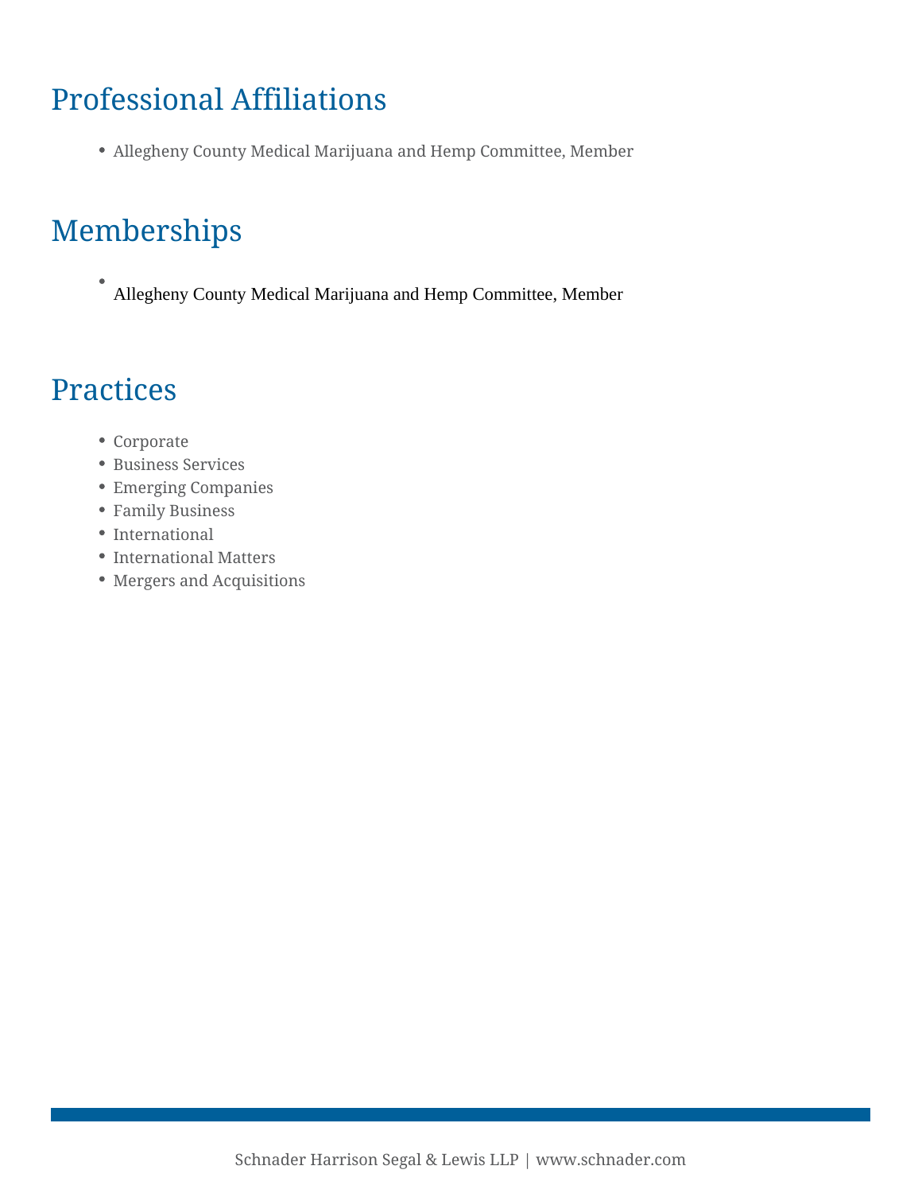## Professional Affiliations

- Allegheny County Medical Marijuana and Hemp Committee, Member

## Memberships

- Allegheny County Medical Marijuana and Hemp Committee, Member

## Practices

- Corporate
- Business Services
- Emerging Companies
- Family Business
- International
- International Matters
- Mergers and Acquisitions